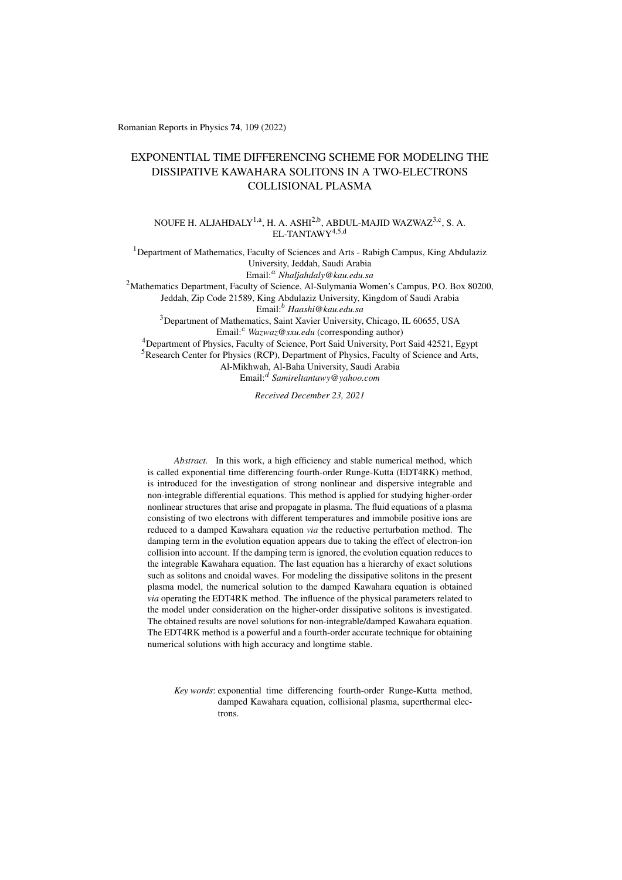Romanian Reports in Physics **74**, 109 (2022)

# EXPONENTIAL TIME DIFFERENCING SCHEME FOR MODELING THE DISSIPATIVE KAWAHARA SOLITONS IN A TWO-ELECTRONS COLLISIONAL PLASMA

NOUFE H. ALJAHDALY[1,a], H. A. ASHI[2,b], ABDUL-MAJID WAZWAZ[3,c], S. A. EL-TANTAWY[4,5,d]

[1]Department of Mathematics, Faculty of Sciences and Arts - Rabigh Campus, King Abdulaziz University, Jeddah, Saudi Arabia
Email:[a] *Nhaljahdaly@kau.edu.sa*

[2]Mathematics Department, Faculty of Science, Al-Sulymania Women's Campus, P.O. Box 80200, Jeddah, Zip Code 21589, King Abdulaziz University, Kingdom of Saudi Arabia
Email:[b] *Haashi@kau.edu.sa*

[3]Department of Mathematics, Saint Xavier University, Chicago, IL 60655, USA
Email:[c] *Wazwaz@sxu.edu* (corresponding author)

[4]Department of Physics, Faculty of Science, Port Said University, Port Said 42521, Egypt

[5]Research Center for Physics (RCP), Department of Physics, Faculty of Science and Arts, Al-Mikhwah, Al-Baha University, Saudi Arabia
Email:[d] *Samireltantawy@yahoo.com*

*Received December 23, 2021*

*Abstract.* In this work, a high efficiency and stable numerical method, which is called exponential time differencing fourth-order Runge-Kutta (EDT4RK) method, is introduced for the investigation of strong nonlinear and dispersive integrable and non-integrable differential equations. This method is applied for studying higher-order nonlinear structures that arise and propagate in plasma. The fluid equations of a plasma consisting of two electrons with different temperatures and immobile positive ions are reduced to a damped Kawahara equation *via* the reductive perturbation method. The damping term in the evolution equation appears due to taking the effect of electron-ion collision into account. If the damping term is ignored, the evolution equation reduces to the integrable Kawahara equation. The last equation has a hierarchy of exact solutions such as solitons and cnoidal waves. For modeling the dissipative solitons in the present plasma model, the numerical solution to the damped Kawahara equation is obtained *via* operating the EDT4RK method. The influence of the physical parameters related to the model under consideration on the higher-order dissipative solitons is investigated. The obtained results are novel solutions for non-integrable/damped Kawahara equation. The EDT4RK method is a powerful and a fourth-order accurate technique for obtaining numerical solutions with high accuracy and longtime stable.

*Key words*: exponential time differencing fourth-order Runge-Kutta method, damped Kawahara equation, collisional plasma, superthermal electrons.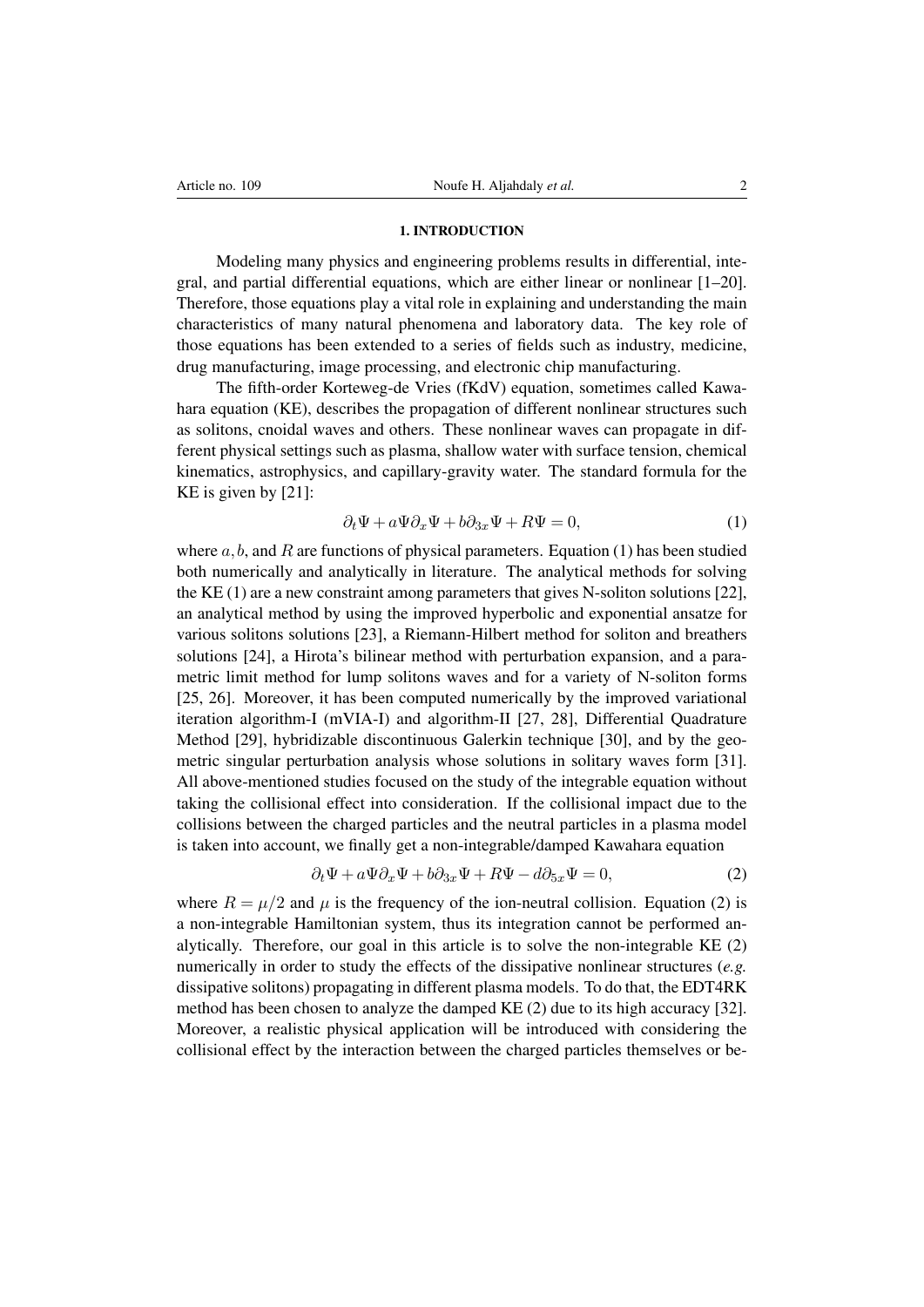## 1. INTRODUCTION

Modeling many physics and engineering problems results in differential, integral, and partial differential equations, which are either linear or nonlinear [1–20]. Therefore, those equations play a vital role in explaining and understanding the main characteristics of many natural phenomena and laboratory data. The key role of those equations has been extended to a series of fields such as industry, medicine, drug manufacturing, image processing, and electronic chip manufacturing.

The fifth-order Korteweg-de Vries (fKdV) equation, sometimes called Kawahara equation (KE), describes the propagation of different nonlinear structures such as solitons, cnoidal waves and others. These nonlinear waves can propagate in different physical settings such as plasma, shallow water with surface tension, chemical kinematics, astrophysics, and capillary-gravity water. The standard formula for the KE is given by [21]:

$$\partial_t \Psi + a\Psi\partial_x \Psi + b\partial_{3x}\Psi + R\Psi = 0, \tag{1}$$

where $a, b$, and $R$ are functions of physical parameters. Equation (1) has been studied both numerically and analytically in literature. The analytical methods for solving the KE (1) are a new constraint among parameters that gives N-soliton solutions [22], an analytical method by using the improved hyperbolic and exponential ansatze for various solitons solutions [23], a Riemann-Hilbert method for soliton and breathers solutions [24], a Hirota's bilinear method with perturbation expansion, and a parametric limit method for lump solitons waves and for a variety of N-soliton forms [25, 26]. Moreover, it has been computed numerically by the improved variational iteration algorithm-I (mVIA-I) and algorithm-II [27, 28], Differential Quadrature Method [29], hybridizable discontinuous Galerkin technique [30], and by the geometric singular perturbation analysis whose solutions in solitary waves form [31]. All above-mentioned studies focused on the study of the integrable equation without taking the collisional effect into consideration. If the collisional impact due to the collisions between the charged particles and the neutral particles in a plasma model is taken into account, we finally get a non-integrable/damped Kawahara equation

$$\partial_t \Psi + a\Psi\partial_x \Psi + b\partial_{3x}\Psi + R\Psi - d\partial_{5x}\Psi = 0, \tag{2}$$

where $R = \mu/2$ and $\mu$ is the frequency of the ion-neutral collision. Equation (2) is a non-integrable Hamiltonian system, thus its integration cannot be performed analytically. Therefore, our goal in this article is to solve the non-integrable KE (2) numerically in order to study the effects of the dissipative nonlinear structures (*e.g.* dissipative solitons) propagating in different plasma models. To do that, the EDT4RK method has been chosen to analyze the damped KE (2) due to its high accuracy [32]. Moreover, a realistic physical application will be introduced with considering the collisional effect by the interaction between the charged particles themselves or be-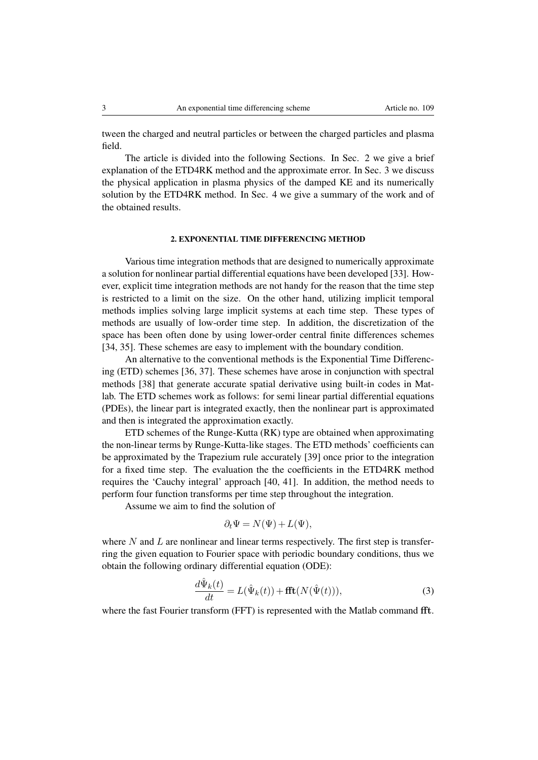tween the charged and neutral particles or between the charged particles and plasma field.

The article is divided into the following Sections. In Sec. 2 we give a brief explanation of the ETD4RK method and the approximate error. In Sec. 3 we discuss the physical application in plasma physics of the damped KE and its numerically solution by the ETD4RK method. In Sec. 4 we give a summary of the work and of the obtained results.

## 2. EXPONENTIAL TIME DIFFERENCING METHOD

Various time integration methods that are designed to numerically approximate a solution for nonlinear partial differential equations have been developed [33]. However, explicit time integration methods are not handy for the reason that the time step is restricted to a limit on the size. On the other hand, utilizing implicit temporal methods implies solving large implicit systems at each time step. These types of methods are usually of low-order time step. In addition, the discretization of the space has been often done by using lower-order central finite differences schemes [34, 35]. These schemes are easy to implement with the boundary condition.

An alternative to the conventional methods is the Exponential Time Differencing (ETD) schemes [36, 37]. These schemes have arose in conjunction with spectral methods [38] that generate accurate spatial derivative using built-in codes in Matlab. The ETD schemes work as follows: for semi linear partial differential equations (PDEs), the linear part is integrated exactly, then the nonlinear part is approximated and then is integrated the approximation exactly.

ETD schemes of the Runge-Kutta (RK) type are obtained when approximating the non-linear terms by Runge-Kutta-like stages. The ETD methods' coefficients can be approximated by the Trapezium rule accurately [39] once prior to the integration for a fixed time step. The evaluation the the coefficients in the ETD4RK method requires the 'Cauchy integral' approach [40, 41]. In addition, the method needs to perform four function transforms per time step throughout the integration.

Assume we aim to find the solution of

$$\partial_t \Psi = N(\Psi) + L(\Psi),$$

where $N$ and $L$ are nonlinear and linear terms respectively. The first step is transferring the given equation to Fourier space with periodic boundary conditions, thus we obtain the following ordinary differential equation (ODE):

$$\frac{d\hat{\Psi}_k(t)}{dt} = L(\hat{\Psi}_k(t)) + \mathbf{fft}(N(\hat{\Psi}(t))), \tag{3}$$

where the fast Fourier transform (FFT) is represented with the Matlab command **fft**.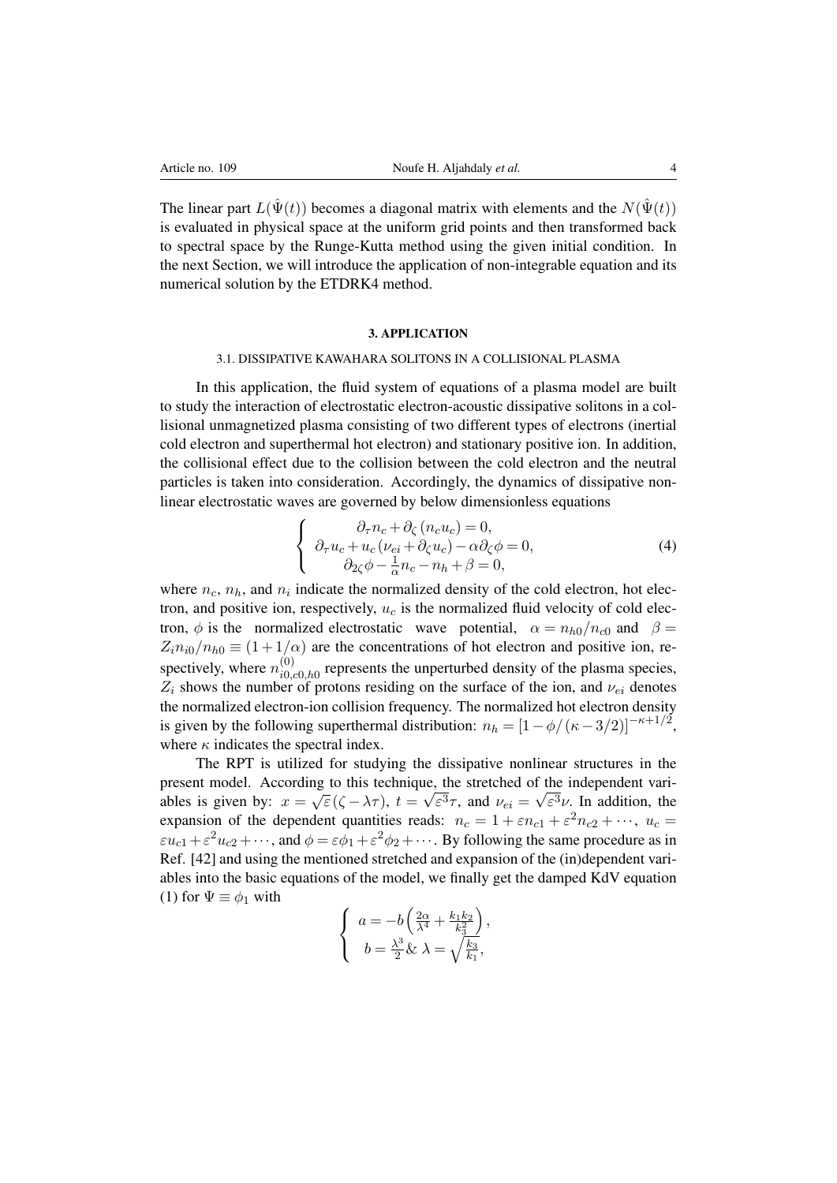The linear part $L(\hat{\Psi}(t))$ becomes a diagonal matrix with elements and the $N(\hat{\Psi}(t))$ is evaluated in physical space at the uniform grid points and then transformed back to spectral space by the Runge-Kutta method using the given initial condition. In the next Section, we will introduce the application of non-integrable equation and its numerical solution by the ETDRK4 method.

## 3. APPLICATION

### 3.1. DISSIPATIVE KAWAHARA SOLITONS IN A COLLISIONAL PLASMA

In this application, the fluid system of equations of a plasma model are built to study the interaction of electrostatic electron-acoustic dissipative solitons in a collisional unmagnetized plasma consisting of two different types of electrons (inertial cold electron and superthermal hot electron) and stationary positive ion. In addition, the collisional effect due to the collision between the cold electron and the neutral particles is taken into consideration. Accordingly, the dynamics of dissipative nonlinear electrostatic waves are governed by below dimensionless equations

$$\left\{ \begin{array}{c} \partial_\tau n_c + \partial_\zeta (n_c u_c) = 0, \\ \partial_\tau u_c + u_c (\nu_{ei} + \partial_\zeta u_c) - \alpha \partial_\zeta \phi = 0, \\ \partial_{2\zeta} \phi - \frac{1}{\alpha} n_c - n_h + \beta = 0, \end{array} \right. \tag{4}$$

where $n_c$, $n_h$, and $n_i$ indicate the normalized density of the cold electron, hot electron, and positive ion, respectively, $u_c$ is the normalized fluid velocity of cold electron, $\phi$ is the normalized electrostatic wave potential, $\alpha = n_{h0}/n_{c0}$ and $\beta = Z_i n_{i0}/n_{h0} \equiv (1 + 1/\alpha)$ are the concentrations of hot electron and positive ion, respectively, where $n^{(0)}_{i0,c0,h0}$ represents the unperturbed density of the plasma species, $Z_i$ shows the number of protons residing on the surface of the ion, and $\nu_{ei}$ denotes the normalized electron-ion collision frequency. The normalized hot electron density is given by the following superthermal distribution: $n_h = [1 - \phi/(\kappa - 3/2)]^{-\kappa + 1/2}$, where $\kappa$ indicates the spectral index.

The RPT is utilized for studying the dissipative nonlinear structures in the present model. According to this technique, the stretched of the independent variables is given by: $x = \sqrt{\varepsilon}(\zeta - \lambda\tau)$, $t = \sqrt{\varepsilon^3}\tau$, and $\nu_{ei} = \sqrt{\varepsilon^3}\nu$. In addition, the expansion of the dependent quantities reads: $n_c = 1 + \varepsilon n_{c1} + \varepsilon^2 n_{c2} + \cdots$, $u_c = \varepsilon u_{c1} + \varepsilon^2 u_{c2} + \cdots$, and $\phi = \varepsilon \phi_1 + \varepsilon^2 \phi_2 + \cdots$. By following the same procedure as in Ref. [42] and using the mentioned stretched and expansion of the (in)dependent variables into the basic equations of the model, we finally get the damped KdV equation (1) for $\Psi \equiv \phi_1$ with

$$\left\{ \begin{array}{l} a = -b\left(\frac{2\alpha}{\lambda^4} + \frac{k_1 k_2}{k_3^2}\right), \\ b = \frac{\lambda^3}{2} \,\&\, \lambda = \sqrt{\frac{k_3}{k_1}}, \end{array} \right.$$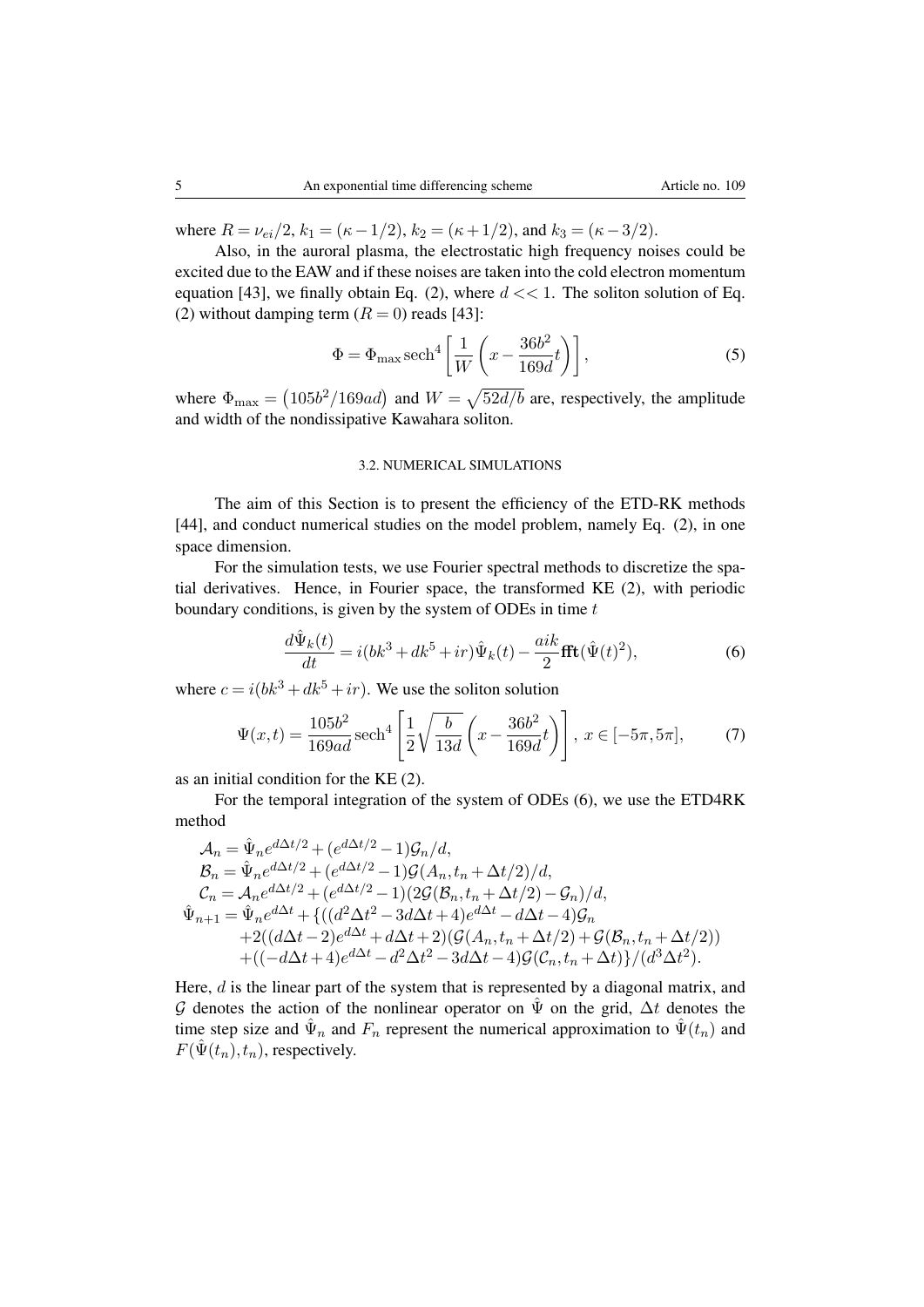where $R = \nu_{ei}/2$, $k_1 = (\kappa - 1/2)$, $k_2 = (\kappa + 1/2)$, and $k_3 = (\kappa - 3/2)$.

Also, in the auroral plasma, the electrostatic high frequency noises could be excited due to the EAW and if these noises are taken into the cold electron momentum equation [43], we finally obtain Eq. (2), where $d << 1$. The soliton solution of Eq. (2) without damping term ($R = 0$) reads [43]:

$$\Phi = \Phi_{\max} \operatorname{sech}^4 \left[ \frac{1}{W} \left( x - \frac{36b^2}{169d} t \right) \right], \tag{5}$$

where $\Phi_{\max} = \left(105b^2/169ad\right)$ and $W = \sqrt{52d/b}$ are, respectively, the amplitude and width of the nondissipative Kawahara soliton.

### 3.2. NUMERICAL SIMULATIONS

The aim of this Section is to present the efficiency of the ETD-RK methods [44], and conduct numerical studies on the model problem, namely Eq. (2), in one space dimension.

For the simulation tests, we use Fourier spectral methods to discretize the spatial derivatives. Hence, in Fourier space, the transformed KE (2), with periodic boundary conditions, is given by the system of ODEs in time $t$

$$\frac{d\hat{\Psi}_k(t)}{dt} = i(bk^3 + dk^5 + ir)\hat{\Psi}_k(t) - \frac{aik}{2}\mathbf{fft}(\hat{\Psi}(t)^2), \tag{6}$$

where $c = i(bk^3 + dk^5 + ir)$. We use the soliton solution

$$\Psi(x,t) = \frac{105b^2}{169ad} \operatorname{sech}^4 \left[ \frac{1}{2}\sqrt{\frac{b}{13d}} \left( x - \frac{36b^2}{169d} t \right) \right],\ x \in [-5\pi, 5\pi], \tag{7}$$

as an initial condition for the KE (2).

For the temporal integration of the system of ODEs (6), we use the ETD4RK method

$$
\begin{aligned}
\mathcal{A}_n &= \hat{\Psi}_n e^{d\Delta t/2} + (e^{d\Delta t/2} - 1)\mathcal{G}_n/d, \\
\mathcal{B}_n &= \hat{\Psi}_n e^{d\Delta t/2} + (e^{d\Delta t/2} - 1)\mathcal{G}(A_n, t_n + \Delta t/2)/d, \\
\mathcal{C}_n &= \mathcal{A}_n e^{d\Delta t/2} + (e^{d\Delta t/2} - 1)(2\mathcal{G}(\mathcal{B}_n, t_n + \Delta t/2) - \mathcal{G}_n)/d, \\
\hat{\Psi}_{n+1} &= \hat{\Psi}_n e^{d\Delta t} + \{((d^2\Delta t^2 - 3d\Delta t + 4)e^{d\Delta t} - d\Delta t - 4)\mathcal{G}_n \\
&\quad + 2((d\Delta t - 2)e^{d\Delta t} + d\Delta t + 2)(\mathcal{G}(A_n, t_n + \Delta t/2) + \mathcal{G}(\mathcal{B}_n, t_n + \Delta t/2)) \\
&\quad + ((-d\Delta t + 4)e^{d\Delta t} - d^2\Delta t^2 - 3d\Delta t - 4)\mathcal{G}(\mathcal{C}_n, t_n + \Delta t)\}/(d^3\Delta t^2).
\end{aligned}
$$

Here, $d$ is the linear part of the system that is represented by a diagonal matrix, and $\mathcal{G}$ denotes the action of the nonlinear operator on $\hat{\Psi}$ on the grid, $\Delta t$ denotes the time step size and $\hat{\Psi}_n$ and $F_n$ represent the numerical approximation to $\hat{\Psi}(t_n)$ and $F(\hat{\Psi}(t_n), t_n)$, respectively.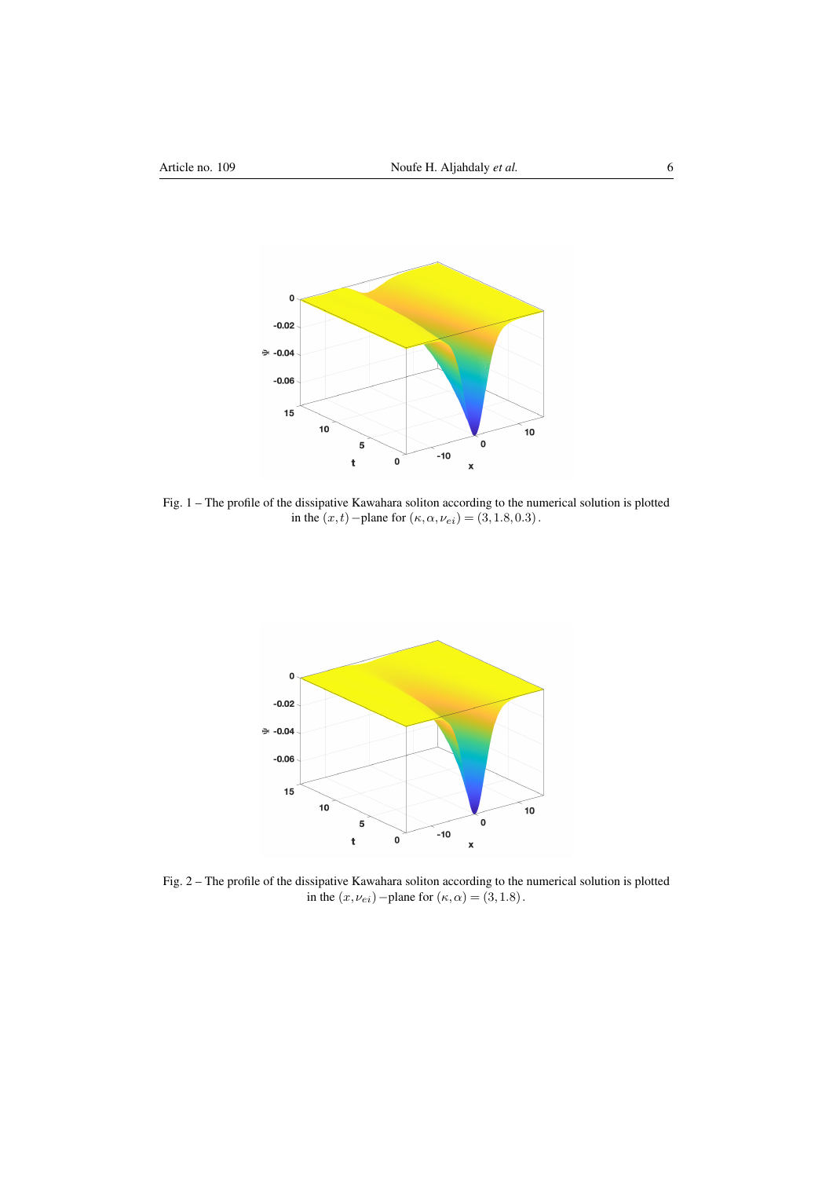Fig. 1 – The profile of the dissipative Kawahara soliton according to the numerical solution is plotted in the $(x,t)-$plane for $(\kappa, \alpha, \nu_{ei}) = (3, 1.8, 0.3)$.

Fig. 2 – The profile of the dissipative Kawahara soliton according to the numerical solution is plotted in the $(x, \nu_{ei})-$plane for $(\kappa, \alpha) = (3, 1.8)$.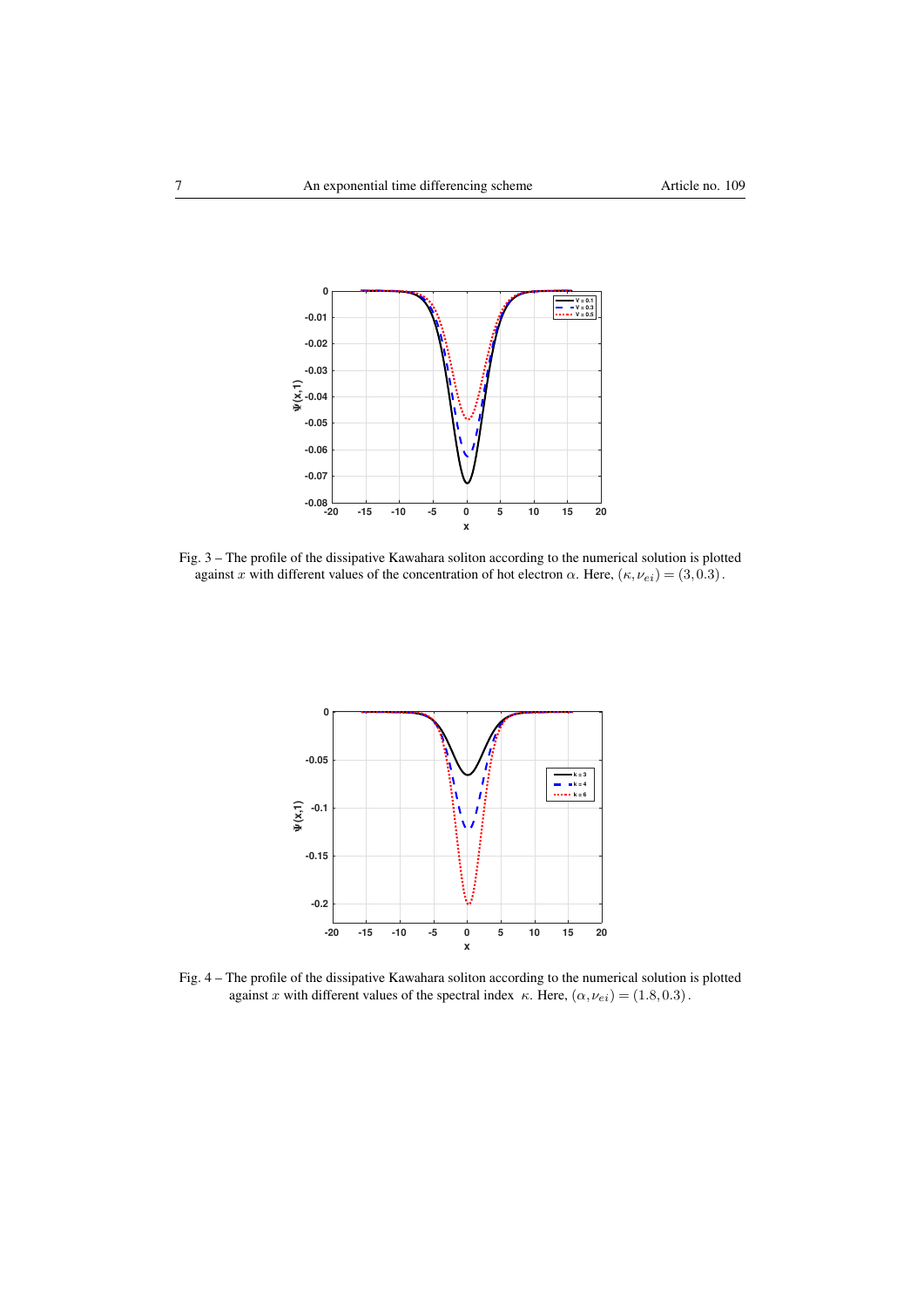Fig. 3 – The profile of the dissipative Kawahara soliton according to the numerical solution is plotted against $x$ with different values of the concentration of hot electron $\alpha$. Here, $(\kappa, \nu_{ei}) = (3, 0.3)$.

Fig. 4 – The profile of the dissipative Kawahara soliton according to the numerical solution is plotted against $x$ with different values of the spectral index $\kappa$. Here, $(\alpha, \nu_{ei}) = (1.8, 0.3)$.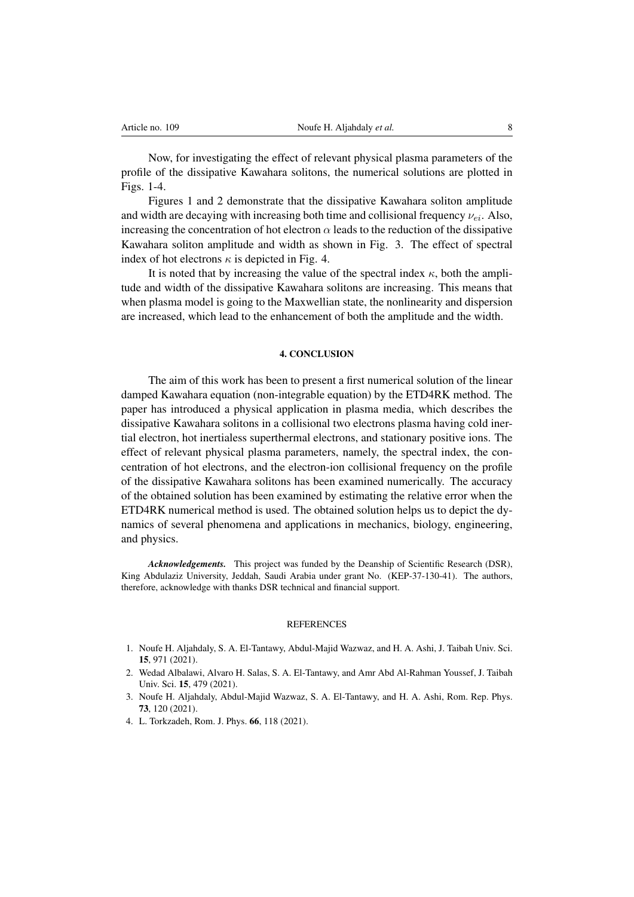Now, for investigating the effect of relevant physical plasma parameters of the profile of the dissipative Kawahara solitons, the numerical solutions are plotted in Figs. 1-4.

Figures 1 and 2 demonstrate that the dissipative Kawahara soliton amplitude and width are decaying with increasing both time and collisional frequency $\nu_{ei}$. Also, increasing the concentration of hot electron $\alpha$ leads to the reduction of the dissipative Kawahara soliton amplitude and width as shown in Fig. 3. The effect of spectral index of hot electrons $\kappa$ is depicted in Fig. 4.

It is noted that by increasing the value of the spectral index $\kappa$, both the amplitude and width of the dissipative Kawahara solitons are increasing. This means that when plasma model is going to the Maxwellian state, the nonlinearity and dispersion are increased, which lead to the enhancement of both the amplitude and the width.

## 4. CONCLUSION

The aim of this work has been to present a first numerical solution of the linear damped Kawahara equation (non-integrable equation) by the ETD4RK method. The paper has introduced a physical application in plasma media, which describes the dissipative Kawahara solitons in a collisional two electrons plasma having cold inertial electron, hot inertialess superthermal electrons, and stationary positive ions. The effect of relevant physical plasma parameters, namely, the spectral index, the concentration of hot electrons, and the electron-ion collisional frequency on the profile of the dissipative Kawahara solitons has been examined numerically. The accuracy of the obtained solution has been examined by estimating the relative error when the ETD4RK numerical method is used. The obtained solution helps us to depict the dynamics of several phenomena and applications in mechanics, biology, engineering, and physics.

***Acknowledgements.*** This project was funded by the Deanship of Scientific Research (DSR), King Abdulaziz University, Jeddah, Saudi Arabia under grant No. (KEP-37-130-41). The authors, therefore, acknowledge with thanks DSR technical and financial support.

## REFERENCES

1. Noufe H. Aljahdaly, S. A. El-Tantawy, Abdul-Majid Wazwaz, and H. A. Ashi, J. Taibah Univ. Sci. **15**, 971 (2021).
2. Wedad Albalawi, Alvaro H. Salas, S. A. El-Tantawy, and Amr Abd Al-Rahman Youssef, J. Taibah Univ. Sci. **15**, 479 (2021).
3. Noufe H. Aljahdaly, Abdul-Majid Wazwaz, S. A. El-Tantawy, and H. A. Ashi, Rom. Rep. Phys. **73**, 120 (2021).
4. L. Torkzadeh, Rom. J. Phys. **66**, 118 (2021).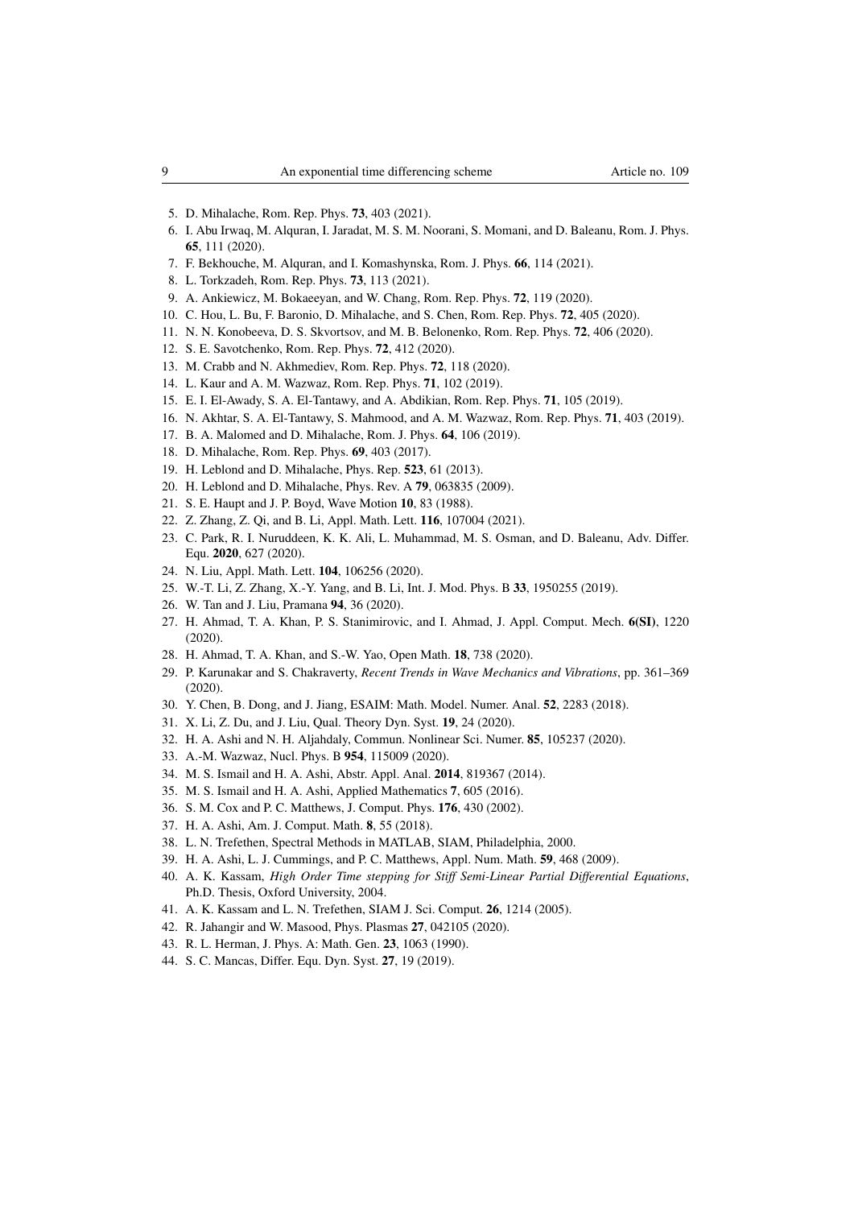5. D. Mihalache, Rom. Rep. Phys. **73**, 403 (2021).
6. I. Abu Irwaq, M. Alquran, I. Jaradat, M. S. M. Noorani, S. Momani, and D. Baleanu, Rom. J. Phys. **65**, 111 (2020).
7. F. Bekhouche, M. Alquran, and I. Komashynska, Rom. J. Phys. **66**, 114 (2021).
8. L. Torkzadeh, Rom. Rep. Phys. **73**, 113 (2021).
9. A. Ankiewicz, M. Bokaeeyan, and W. Chang, Rom. Rep. Phys. **72**, 119 (2020).
10. C. Hou, L. Bu, F. Baronio, D. Mihalache, and S. Chen, Rom. Rep. Phys. **72**, 405 (2020).
11. N. N. Konobeeva, D. S. Skvortsov, and M. B. Belonenko, Rom. Rep. Phys. **72**, 406 (2020).
12. S. E. Savotchenko, Rom. Rep. Phys. **72**, 412 (2020).
13. M. Crabb and N. Akhmediev, Rom. Rep. Phys. **72**, 118 (2020).
14. L. Kaur and A. M. Wazwaz, Rom. Rep. Phys. **71**, 102 (2019).
15. E. I. El-Awady, S. A. El-Tantawy, and A. Abdikian, Rom. Rep. Phys. **71**, 105 (2019).
16. N. Akhtar, S. A. El-Tantawy, S. Mahmood, and A. M. Wazwaz, Rom. Rep. Phys. **71**, 403 (2019).
17. B. A. Malomed and D. Mihalache, Rom. J. Phys. **64**, 106 (2019).
18. D. Mihalache, Rom. Rep. Phys. **69**, 403 (2017).
19. H. Leblond and D. Mihalache, Phys. Rep. **523**, 61 (2013).
20. H. Leblond and D. Mihalache, Phys. Rev. A **79**, 063835 (2009).
21. S. E. Haupt and J. P. Boyd, Wave Motion **10**, 83 (1988).
22. Z. Zhang, Z. Qi, and B. Li, Appl. Math. Lett. **116**, 107004 (2021).
23. C. Park, R. I. Nuruddeen, K. K. Ali, L. Muhammad, M. S. Osman, and D. Baleanu, Adv. Differ. Equ. **2020**, 627 (2020).
24. N. Liu, Appl. Math. Lett. **104**, 106256 (2020).
25. W.-T. Li, Z. Zhang, X.-Y. Yang, and B. Li, Int. J. Mod. Phys. B **33**, 1950255 (2019).
26. W. Tan and J. Liu, Pramana **94**, 36 (2020).
27. H. Ahmad, T. A. Khan, P. S. Stanimirovic, and I. Ahmad, J. Appl. Comput. Mech. **6(SI)**, 1220 (2020).
28. H. Ahmad, T. A. Khan, and S.-W. Yao, Open Math. **18**, 738 (2020).
29. P. Karunakar and S. Chakraverty, *Recent Trends in Wave Mechanics and Vibrations*, pp. 361–369 (2020).
30. Y. Chen, B. Dong, and J. Jiang, ESAIM: Math. Model. Numer. Anal. **52**, 2283 (2018).
31. X. Li, Z. Du, and J. Liu, Qual. Theory Dyn. Syst. **19**, 24 (2020).
32. H. A. Ashi and N. H. Aljahdaly, Commun. Nonlinear Sci. Numer. **85**, 105237 (2020).
33. A.-M. Wazwaz, Nucl. Phys. B **954**, 115009 (2020).
34. M. S. Ismail and H. A. Ashi, Abstr. Appl. Anal. **2014**, 819367 (2014).
35. M. S. Ismail and H. A. Ashi, Applied Mathematics **7**, 605 (2016).
36. S. M. Cox and P. C. Matthews, J. Comput. Phys. **176**, 430 (2002).
37. H. A. Ashi, Am. J. Comput. Math. **8**, 55 (2018).
38. L. N. Trefethen, Spectral Methods in MATLAB, SIAM, Philadelphia, 2000.
39. H. A. Ashi, L. J. Cummings, and P. C. Matthews, Appl. Num. Math. **59**, 468 (2009).
40. A. K. Kassam, *High Order Time stepping for Stiff Semi-Linear Partial Differential Equations*, Ph.D. Thesis, Oxford University, 2004.
41. A. K. Kassam and L. N. Trefethen, SIAM J. Sci. Comput. **26**, 1214 (2005).
42. R. Jahangir and W. Masood, Phys. Plasmas **27**, 042105 (2020).
43. R. L. Herman, J. Phys. A: Math. Gen. **23**, 1063 (1990).
44. S. C. Mancas, Differ. Equ. Dyn. Syst. **27**, 19 (2019).